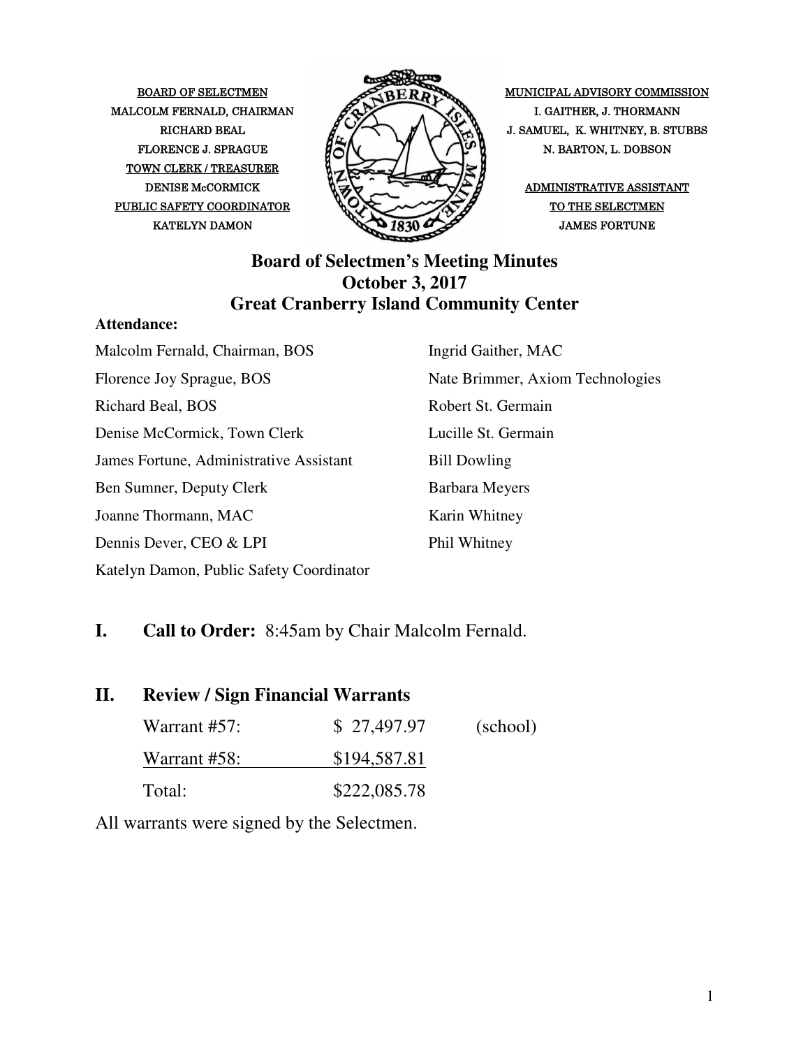BOARD OF SELECTMEN
MALCOLM FERNALD, CHAIRMAN
RICHARD BEAL
FLORENCE J. SPRAGUE
TOWN CLERK / TREASURER
DENISE McCORMICK
PUBLIC SAFETY COORDINATOR
KATELYN DAMON

MUNICIPAL ADVISORY COMMISSION
I. GAITHER, J. THORMANN
J. SAMUEL, K. WHITNEY, B. STUBBS
N. BARTON, L. DOBSON
ADMINISTRATIVE ASSISTANT
TO THE SELECTMEN
JAMES FORTUNE

# Board of Selectmen's Meeting Minutes
## October 3, 2017
## Great Cranberry Island Community Center

**Attendance:**

Malcolm Fernald, Chairman, BOS
Florence Joy Sprague, BOS
Richard Beal, BOS
Denise McCormick, Town Clerk
James Fortune, Administrative Assistant
Ben Sumner, Deputy Clerk
Joanne Thormann, MAC
Dennis Dever, CEO & LPI
Katelyn Damon, Public Safety Coordinator
Ingrid Gaither, MAC
Nate Brimmer, Axiom Technologies
Robert St. Germain
Lucille St. Germain
Bill Dowling
Barbara Meyers
Karin Whitney
Phil Whitney

## I. Call to Order: 8:45am by Chair Malcolm Fernald.

## II. Review / Sign Financial Warrants

| | | |
|---|---|---|
| Warrant #57: | $ 27,497.97 | (school) |
| Warrant #58: | $194,587.81 | |
| Total: | $222,085.78 | |

All warrants were signed by the Selectmen.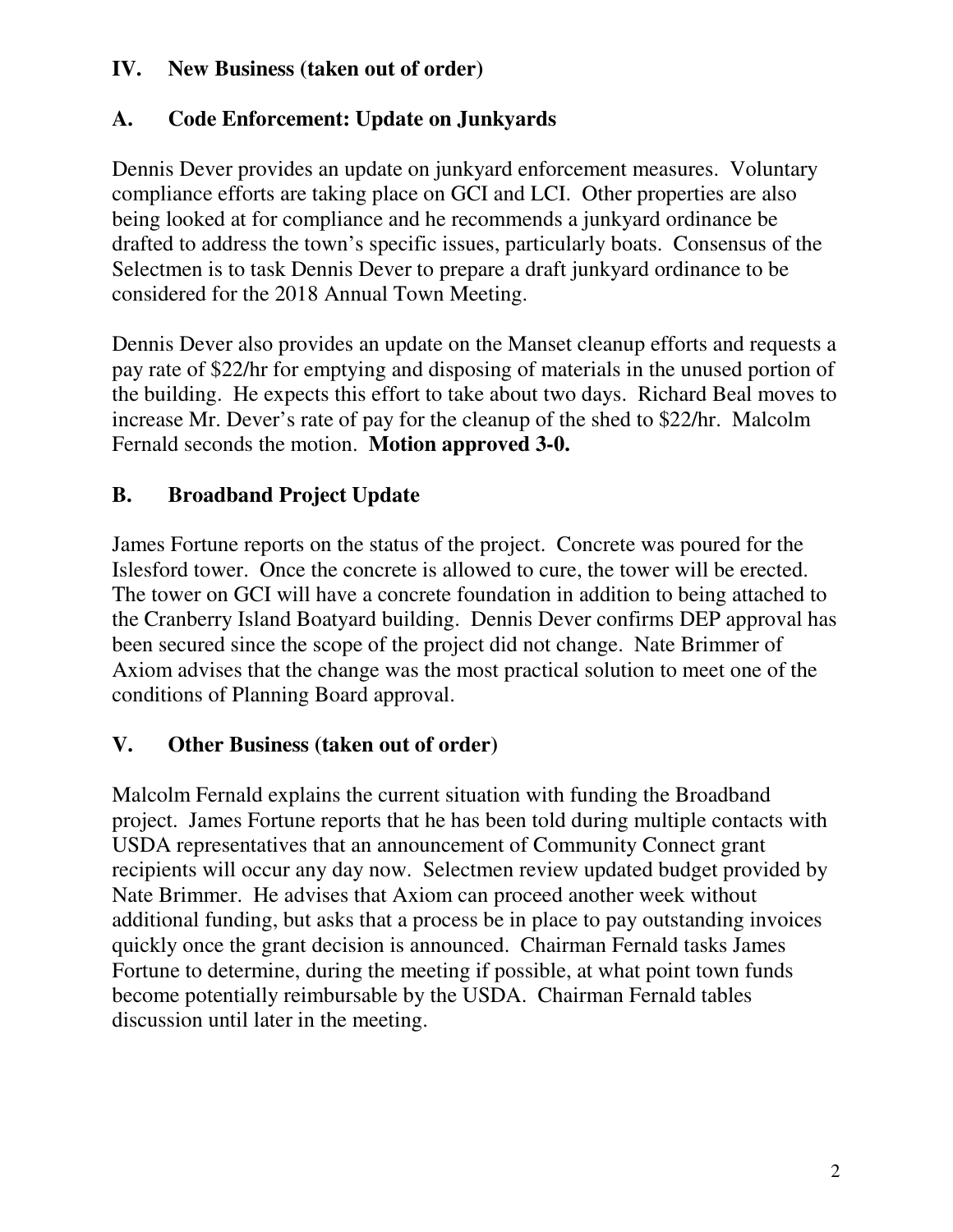## IV. New Business (taken out of order)

### A. Code Enforcement: Update on Junkyards

Dennis Dever provides an update on junkyard enforcement measures. Voluntary compliance efforts are taking place on GCI and LCI. Other properties are also being looked at for compliance and he recommends a junkyard ordinance be drafted to address the town's specific issues, particularly boats. Consensus of the Selectmen is to task Dennis Dever to prepare a draft junkyard ordinance to be considered for the 2018 Annual Town Meeting.

Dennis Dever also provides an update on the Manset cleanup efforts and requests a pay rate of $22/hr for emptying and disposing of materials in the unused portion of the building. He expects this effort to take about two days. Richard Beal moves to increase Mr. Dever's rate of pay for the cleanup of the shed to $22/hr. Malcolm Fernald seconds the motion. **Motion approved 3-0.**

### B. Broadband Project Update

James Fortune reports on the status of the project. Concrete was poured for the Islesford tower. Once the concrete is allowed to cure, the tower will be erected. The tower on GCI will have a concrete foundation in addition to being attached to the Cranberry Island Boatyard building. Dennis Dever confirms DEP approval has been secured since the scope of the project did not change. Nate Brimmer of Axiom advises that the change was the most practical solution to meet one of the conditions of Planning Board approval.

## V. Other Business (taken out of order)

Malcolm Fernald explains the current situation with funding the Broadband project. James Fortune reports that he has been told during multiple contacts with USDA representatives that an announcement of Community Connect grant recipients will occur any day now. Selectmen review updated budget provided by Nate Brimmer. He advises that Axiom can proceed another week without additional funding, but asks that a process be in place to pay outstanding invoices quickly once the grant decision is announced. Chairman Fernald tasks James Fortune to determine, during the meeting if possible, at what point town funds become potentially reimbursable by the USDA. Chairman Fernald tables discussion until later in the meeting.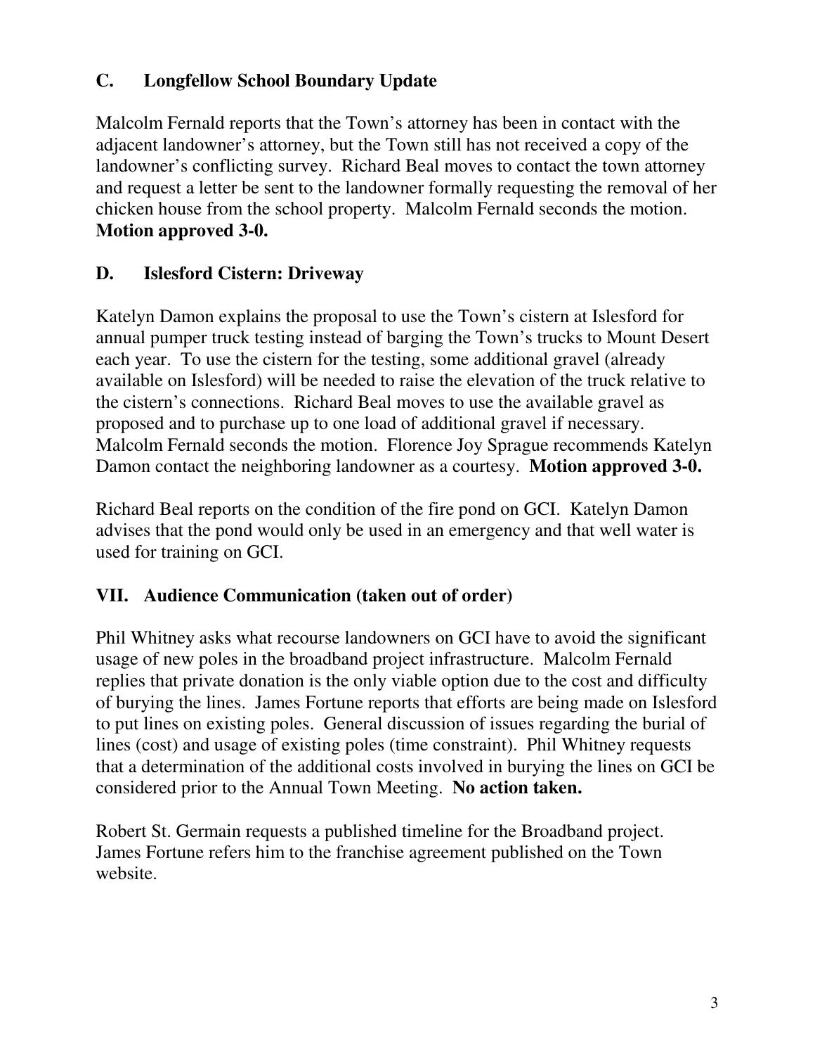### C. Longfellow School Boundary Update

Malcolm Fernald reports that the Town's attorney has been in contact with the adjacent landowner's attorney, but the Town still has not received a copy of the landowner's conflicting survey. Richard Beal moves to contact the town attorney and request a letter be sent to the landowner formally requesting the removal of her chicken house from the school property. Malcolm Fernald seconds the motion. **Motion approved 3-0.**

### D. Islesford Cistern: Driveway

Katelyn Damon explains the proposal to use the Town's cistern at Islesford for annual pumper truck testing instead of barging the Town's trucks to Mount Desert each year. To use the cistern for the testing, some additional gravel (already available on Islesford) will be needed to raise the elevation of the truck relative to the cistern's connections. Richard Beal moves to use the available gravel as proposed and to purchase up to one load of additional gravel if necessary. Malcolm Fernald seconds the motion. Florence Joy Sprague recommends Katelyn Damon contact the neighboring landowner as a courtesy. **Motion approved 3-0.**

Richard Beal reports on the condition of the fire pond on GCI. Katelyn Damon advises that the pond would only be used in an emergency and that well water is used for training on GCI.

## VII. Audience Communication (taken out of order)

Phil Whitney asks what recourse landowners on GCI have to avoid the significant usage of new poles in the broadband project infrastructure. Malcolm Fernald replies that private donation is the only viable option due to the cost and difficulty of burying the lines. James Fortune reports that efforts are being made on Islesford to put lines on existing poles. General discussion of issues regarding the burial of lines (cost) and usage of existing poles (time constraint). Phil Whitney requests that a determination of the additional costs involved in burying the lines on GCI be considered prior to the Annual Town Meeting. **No action taken.**

Robert St. Germain requests a published timeline for the Broadband project. James Fortune refers him to the franchise agreement published on the Town website.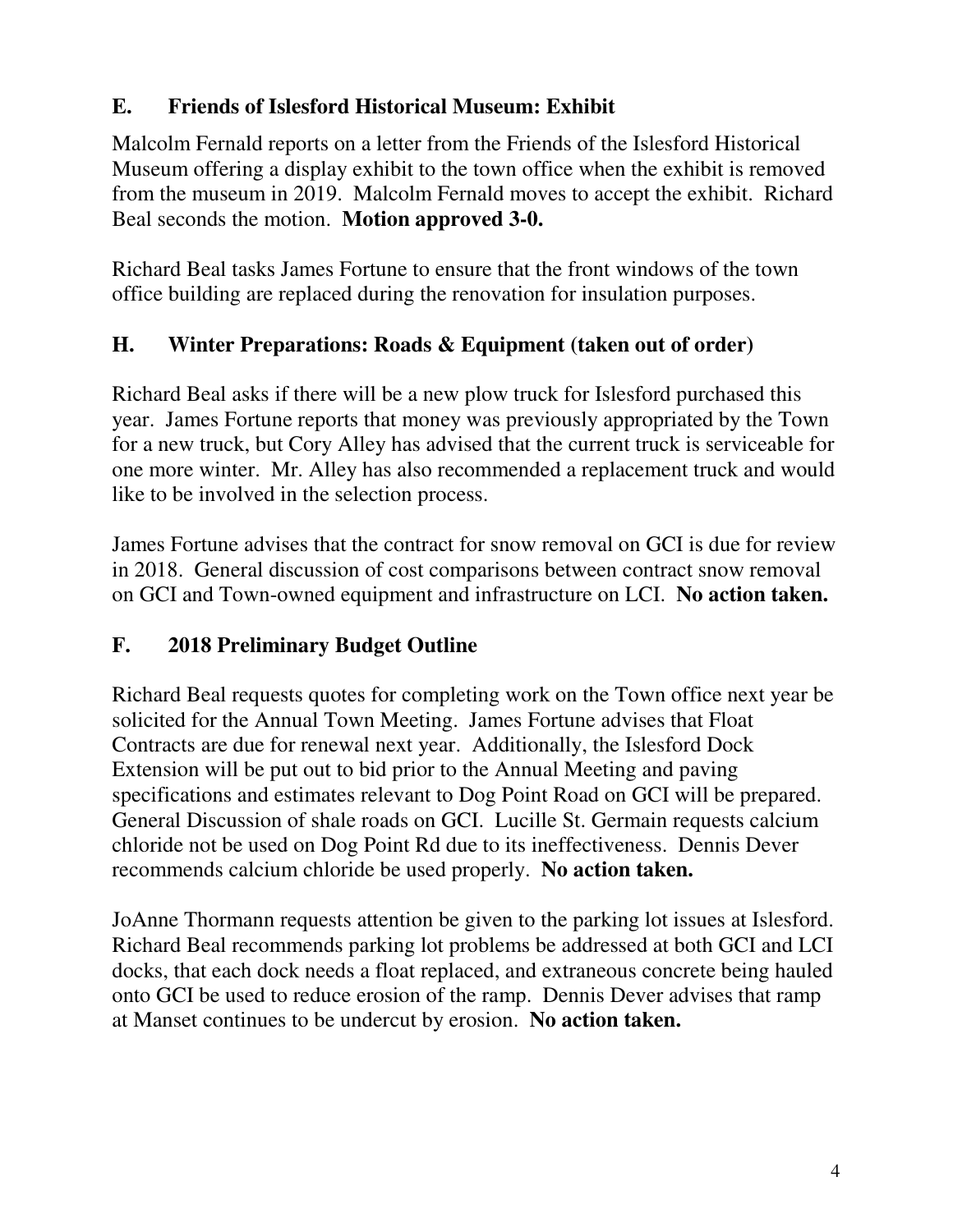### E. Friends of Islesford Historical Museum: Exhibit

Malcolm Fernald reports on a letter from the Friends of the Islesford Historical Museum offering a display exhibit to the town office when the exhibit is removed from the museum in 2019. Malcolm Fernald moves to accept the exhibit. Richard Beal seconds the motion. **Motion approved 3-0.**

Richard Beal tasks James Fortune to ensure that the front windows of the town office building are replaced during the renovation for insulation purposes.

### H. Winter Preparations: Roads & Equipment (taken out of order)

Richard Beal asks if there will be a new plow truck for Islesford purchased this year. James Fortune reports that money was previously appropriated by the Town for a new truck, but Cory Alley has advised that the current truck is serviceable for one more winter. Mr. Alley has also recommended a replacement truck and would like to be involved in the selection process.

James Fortune advises that the contract for snow removal on GCI is due for review in 2018. General discussion of cost comparisons between contract snow removal on GCI and Town-owned equipment and infrastructure on LCI. **No action taken.**

### F. 2018 Preliminary Budget Outline

Richard Beal requests quotes for completing work on the Town office next year be solicited for the Annual Town Meeting. James Fortune advises that Float Contracts are due for renewal next year. Additionally, the Islesford Dock Extension will be put out to bid prior to the Annual Meeting and paving specifications and estimates relevant to Dog Point Road on GCI will be prepared. General Discussion of shale roads on GCI. Lucille St. Germain requests calcium chloride not be used on Dog Point Rd due to its ineffectiveness. Dennis Dever recommends calcium chloride be used properly. **No action taken.**

JoAnne Thormann requests attention be given to the parking lot issues at Islesford. Richard Beal recommends parking lot problems be addressed at both GCI and LCI docks, that each dock needs a float replaced, and extraneous concrete being hauled onto GCI be used to reduce erosion of the ramp. Dennis Dever advises that ramp at Manset continues to be undercut by erosion. **No action taken.**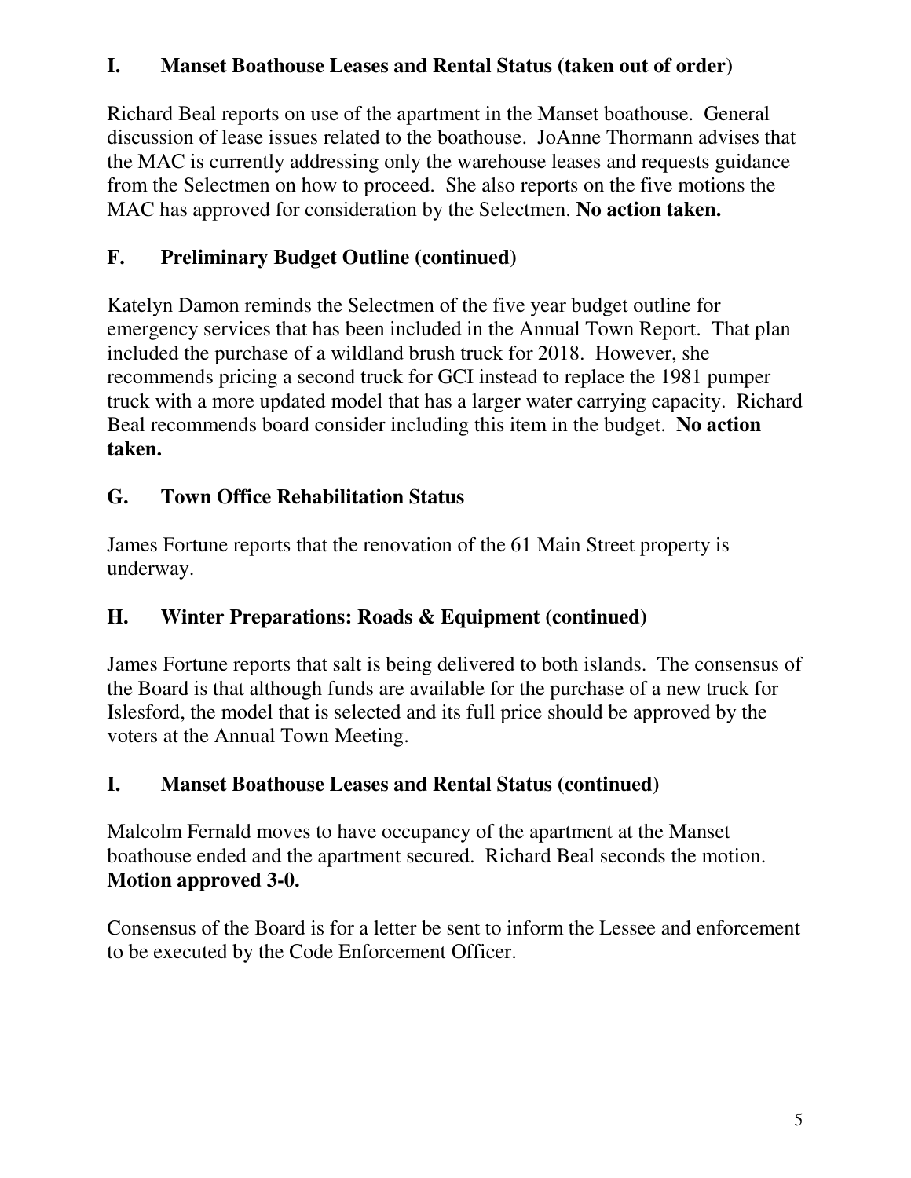## I. Manset Boathouse Leases and Rental Status (taken out of order)

Richard Beal reports on use of the apartment in the Manset boathouse. General discussion of lease issues related to the boathouse. JoAnne Thormann advises that the MAC is currently addressing only the warehouse leases and requests guidance from the Selectmen on how to proceed. She also reports on the five motions the MAC has approved for consideration by the Selectmen. **No action taken.**

## F. Preliminary Budget Outline (continued)

Katelyn Damon reminds the Selectmen of the five year budget outline for emergency services that has been included in the Annual Town Report. That plan included the purchase of a wildland brush truck for 2018. However, she recommends pricing a second truck for GCI instead to replace the 1981 pumper truck with a more updated model that has a larger water carrying capacity. Richard Beal recommends board consider including this item in the budget. **No action taken.**

## G. Town Office Rehabilitation Status

James Fortune reports that the renovation of the 61 Main Street property is underway.

## H. Winter Preparations: Roads & Equipment (continued)

James Fortune reports that salt is being delivered to both islands. The consensus of the Board is that although funds are available for the purchase of a new truck for Islesford, the model that is selected and its full price should be approved by the voters at the Annual Town Meeting.

## I. Manset Boathouse Leases and Rental Status (continued)

Malcolm Fernald moves to have occupancy of the apartment at the Manset boathouse ended and the apartment secured. Richard Beal seconds the motion. **Motion approved 3-0.**

Consensus of the Board is for a letter be sent to inform the Lessee and enforcement to be executed by the Code Enforcement Officer.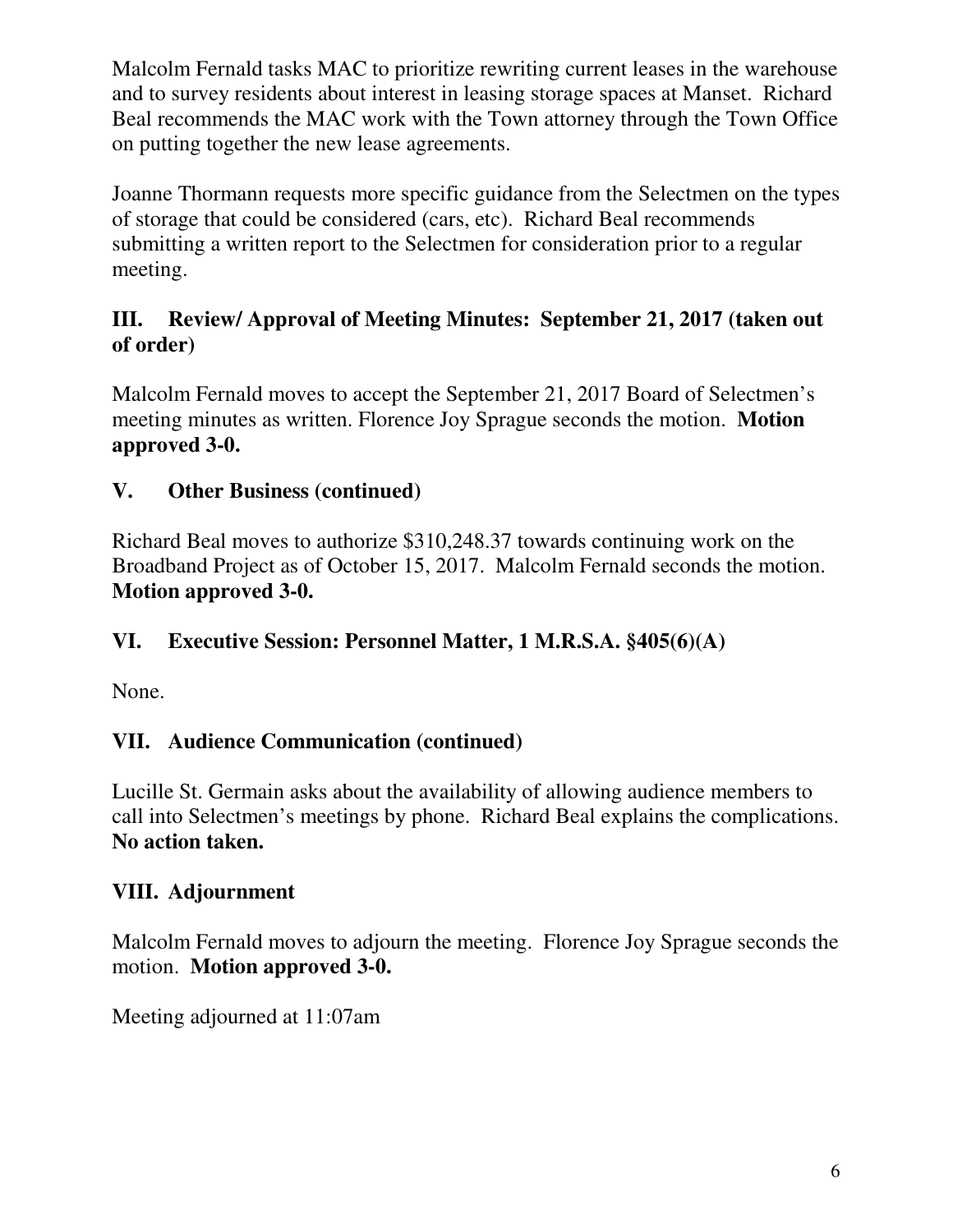Malcolm Fernald tasks MAC to prioritize rewriting current leases in the warehouse and to survey residents about interest in leasing storage spaces at Manset. Richard Beal recommends the MAC work with the Town attorney through the Town Office on putting together the new lease agreements.

Joanne Thormann requests more specific guidance from the Selectmen on the types of storage that could be considered (cars, etc). Richard Beal recommends submitting a written report to the Selectmen for consideration prior to a regular meeting.

## III. Review/ Approval of Meeting Minutes: September 21, 2017 (taken out of order)

Malcolm Fernald moves to accept the September 21, 2017 Board of Selectmen's meeting minutes as written. Florence Joy Sprague seconds the motion. **Motion approved 3-0.**

## V. Other Business (continued)

Richard Beal moves to authorize $310,248.37 towards continuing work on the Broadband Project as of October 15, 2017. Malcolm Fernald seconds the motion. **Motion approved 3-0.**

## VI. Executive Session: Personnel Matter, 1 M.R.S.A. §405(6)(A)

None.

## VII. Audience Communication (continued)

Lucille St. Germain asks about the availability of allowing audience members to call into Selectmen's meetings by phone. Richard Beal explains the complications. **No action taken.**

## VIII. Adjournment

Malcolm Fernald moves to adjourn the meeting. Florence Joy Sprague seconds the motion. **Motion approved 3-0.**

Meeting adjourned at 11:07am